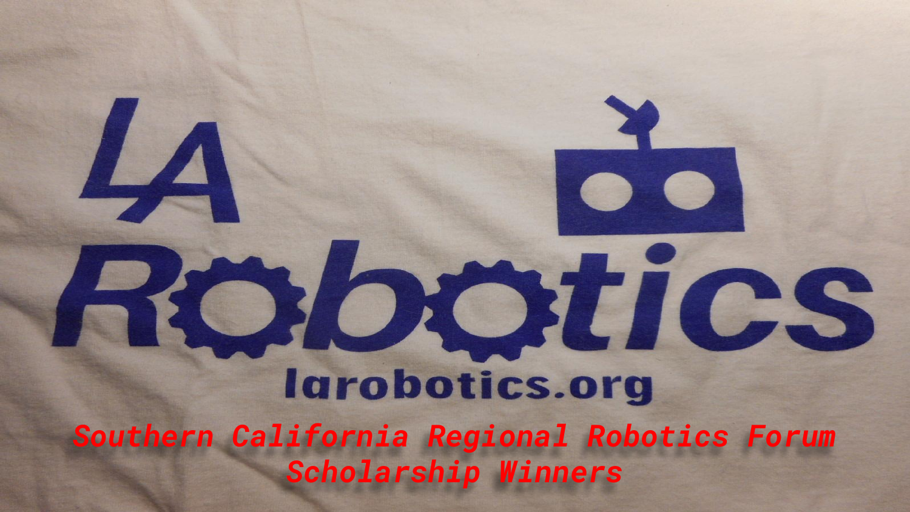LA Robotics

larobotics.org

# Southern California Regional Robotics Forum Scholarship Winners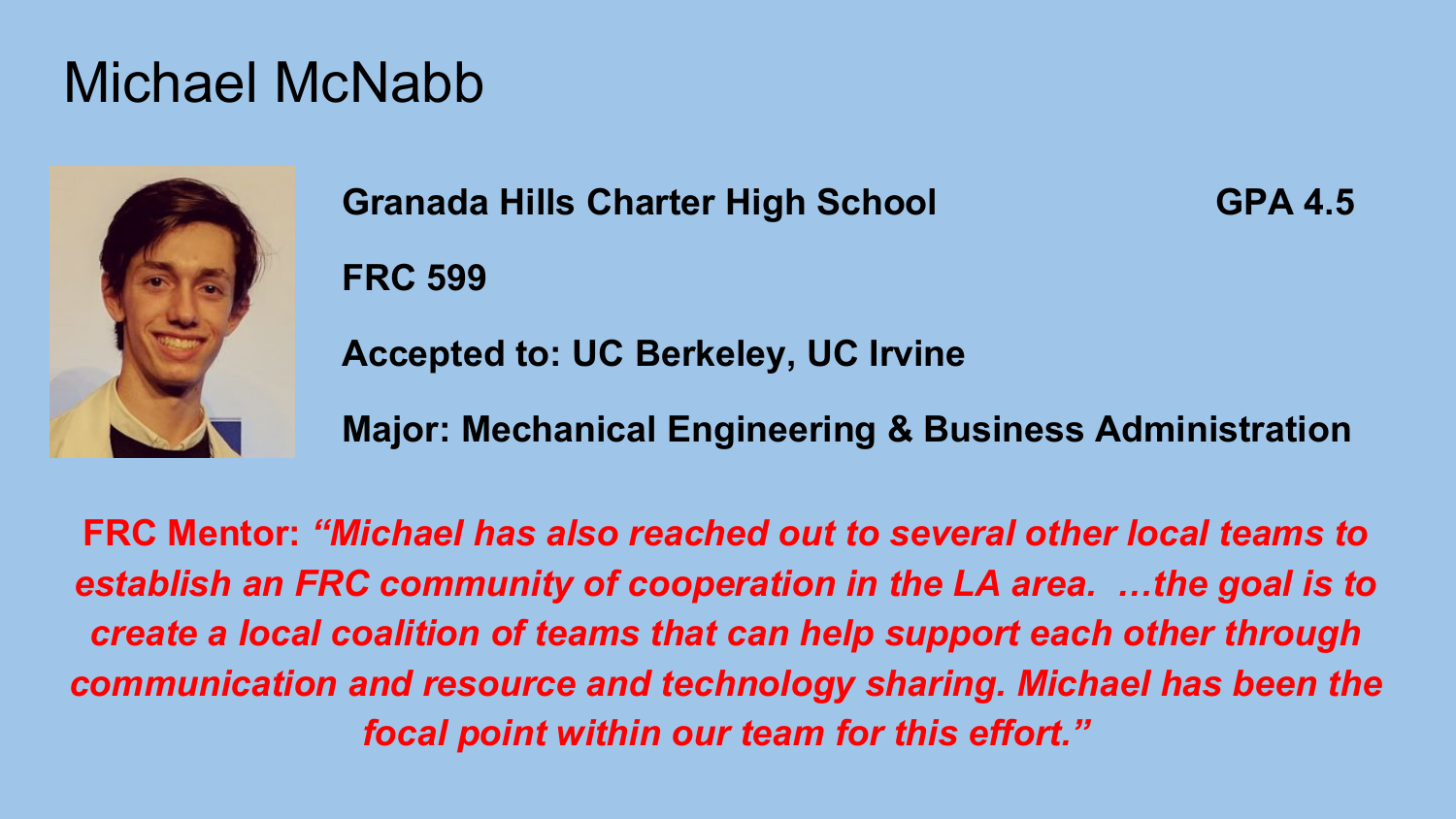# Michael McNabb

**Granada Hills Charter High School** **GPA 4.5**

**FRC 599**

**Accepted to: UC Berkeley, UC Irvine**

**Major: Mechanical Engineering & Business Administration**

**FRC Mentor:** ***"Michael has also reached out to several other local teams to establish an FRC community of cooperation in the LA area. …the goal is to create a local coalition of teams that can help support each other through communication and resource and technology sharing. Michael has been the focal point within our team for this effort."***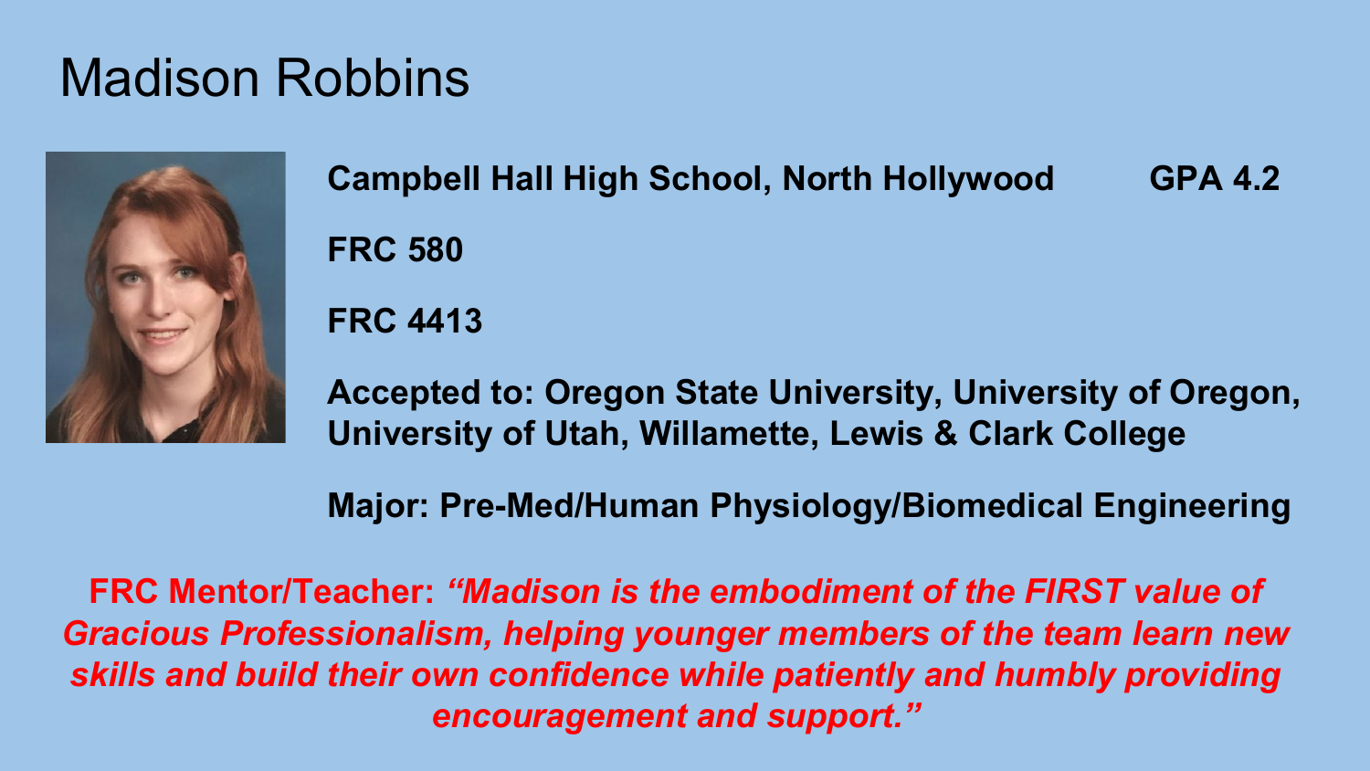# Madison Robbins

**Campbell Hall High School, North Hollywood GPA 4.2**

**FRC 580**

**FRC 4413**

**Accepted to: Oregon State University, University of Oregon, University of Utah, Willamette, Lewis & Clark College**

**Major: Pre-Med/Human Physiology/Biomedical Engineering**

**FRC Mentor/Teacher:** ***"Madison is the embodiment of the FIRST value of Gracious Professionalism, helping younger members of the team learn new skills and build their own confidence while patiently and humbly providing encouragement and support."***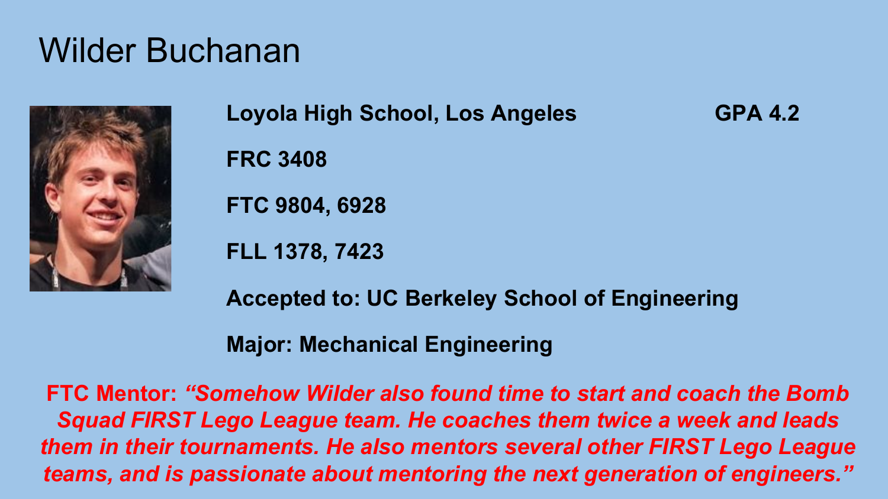# Wilder Buchanan

**Loyola High School, Los Angeles** **GPA 4.2**

**FRC 3408**

**FTC 9804, 6928**

**FLL 1378, 7423**

**Accepted to: UC Berkeley School of Engineering**

**Major: Mechanical Engineering**

**FTC Mentor:** ***"Somehow Wilder also found time to start and coach the Bomb Squad FIRST Lego League team. He coaches them twice a week and leads them in their tournaments. He also mentors several other FIRST Lego League teams, and is passionate about mentoring the next generation of engineers."***